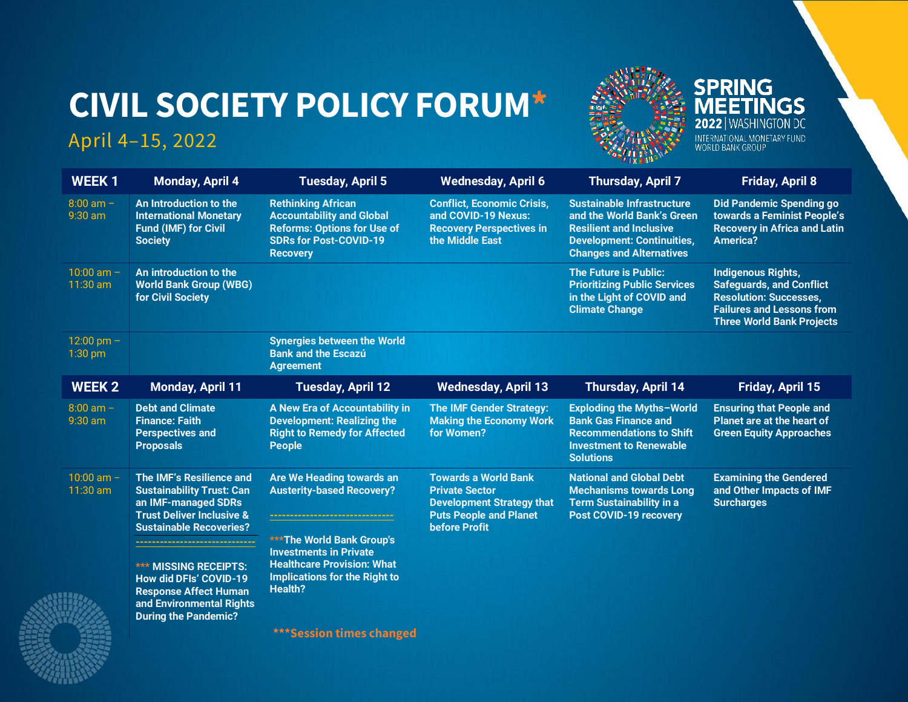# CIVIL SOCIETY POLICY FORUM*

April 4–15, 2022

SPRING MEETINGS
2022 | WASHINGTON DC
INTERNATIONAL MONETARY FUND
WORLD BANK GROUP

| WEEK 1 | Monday, April 4 | Tuesday, April 5 | Wednesday, April 6 | Thursday, April 7 | Friday, April 8 |
|---|---|---|---|---|---|
| 8:00 am – 9:30 am | An Introduction to the International Monetary Fund (IMF) for Civil Society | Rethinking African Accountability and Global Reforms: Options for Use of SDRs for Post-COVID-19 Recovery | Conflict, Economic Crisis, and COVID-19 Nexus: Recovery Perspectives in the Middle East | Sustainable Infrastructure and the World Bank's Green Resilient and Inclusive Development: Continuities, Changes and Alternatives | Did Pandemic Spending go towards a Feminist People's Recovery in Africa and Latin America? |
| 10:00 am – 11:30 am | An introduction to the World Bank Group (WBG) for Civil Society | | | The Future is Public: Prioritizing Public Services in the Light of COVID and Climate Change | Indigenous Rights, Safeguards, and Conflict Resolution: Successes, Failures and Lessons from Three World Bank Projects |
| 12:00 pm – 1:30 pm | | Synergies between the World Bank and the Escazú Agreement | | | |
| **WEEK 2** | **Monday, April 11** | **Tuesday, April 12** | **Wednesday, April 13** | **Thursday, April 14** | **Friday, April 15** |
| 8:00 am – 9:30 am | Debt and Climate Finance: Faith Perspectives and Proposals | A New Era of Accountability in Development: Realizing the Right to Remedy for Affected People | The IMF Gender Strategy: Making the Economy Work for Women? | Exploding the Myths–World Bank Gas Finance and Recommendations to Shift Investment to Renewable Solutions | Ensuring that People and Planet are at the heart of Green Equity Approaches |
| 10:00 am – 11:30 am | The IMF's Resilience and Sustainability Trust: Can an IMF-managed SDRs Trust Deliver Inclusive & Sustainable Recoveries?<br>------------------------------<br>*** MISSING RECEIPTS: How did DFIs' COVID-19 Response Affect Human and Environmental Rights During the Pandemic? | Are We Heading towards an Austerity-based Recovery?<br>------------------------------<br>***The World Bank Group's Investments in Private Healthcare Provision: What Implications for the Right to Health? | Towards a World Bank Private Sector Development Strategy that Puts People and Planet before Profit | National and Global Debt Mechanisms towards Long Term Sustainability in a Post COVID-19 recovery | Examining the Gendered and Other Impacts of IMF Surcharges |

***Session times changed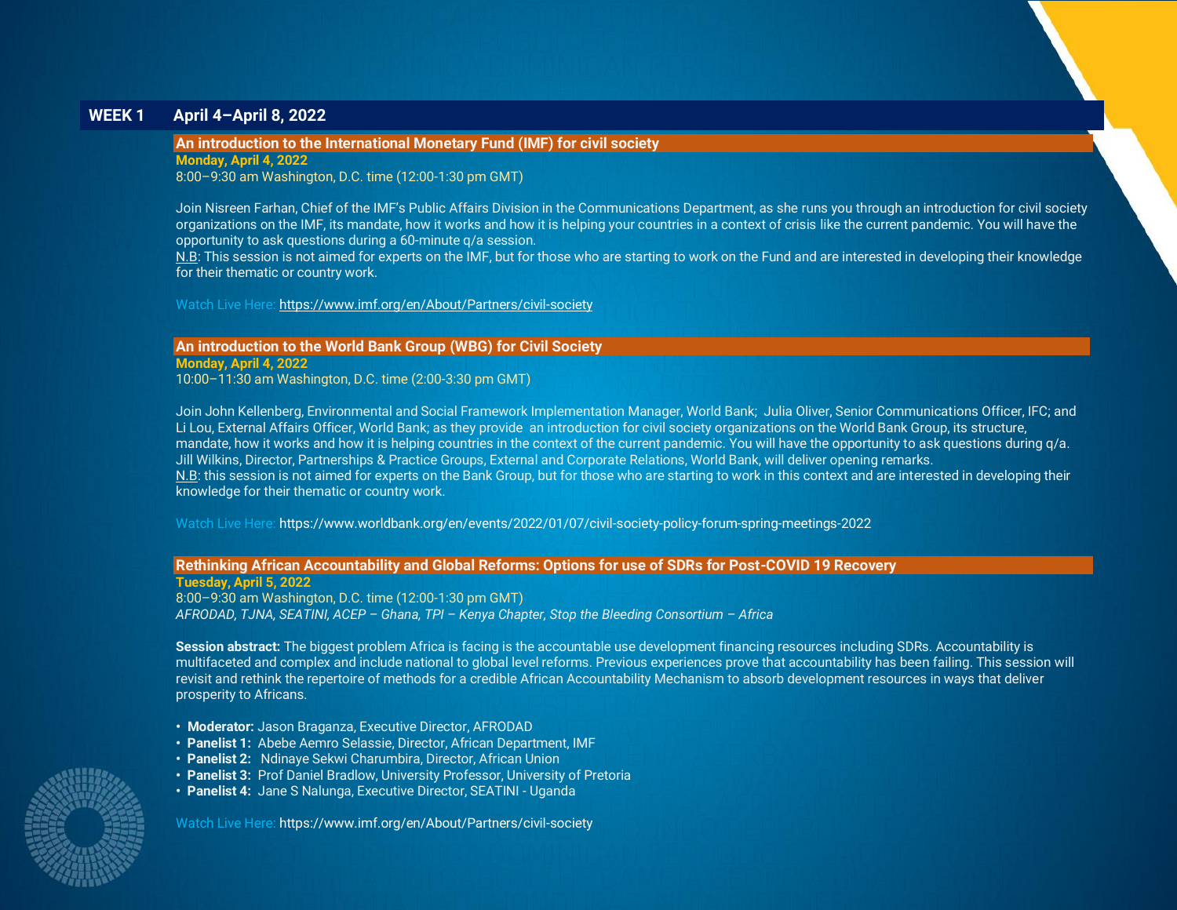## WEEK 1 April 4–April 8, 2022

### An introduction to the International Monetary Fund (IMF) for civil society

**Monday, April 4, 2022**
8:00–9:30 am Washington, D.C. time (12:00-1:30 pm GMT)

Join Nisreen Farhan, Chief of the IMF's Public Affairs Division in the Communications Department, as she runs you through an introduction for civil society organizations on the IMF, its mandate, how it works and how it is helping your countries in a context of crisis like the current pandemic. You will have the opportunity to ask questions during a 60-minute q/a session.
N.B: This session is not aimed for experts on the IMF, but for those who are starting to work on the Fund and are interested in developing their knowledge for their thematic or country work.

Watch Live Here: https://www.imf.org/en/About/Partners/civil-society

### An introduction to the World Bank Group (WBG) for Civil Society

**Monday, April 4, 2022**
10:00–11:30 am Washington, D.C. time (2:00-3:30 pm GMT)

Join John Kellenberg, Environmental and Social Framework Implementation Manager, World Bank; Julia Oliver, Senior Communications Officer, IFC; and Li Lou, External Affairs Officer, World Bank; as they provide an introduction for civil society organizations on the World Bank Group, its structure, mandate, how it works and how it is helping countries in the context of the current pandemic. You will have the opportunity to ask questions during q/a. Jill Wilkins, Director, Partnerships & Practice Groups, External and Corporate Relations, World Bank, will deliver opening remarks.
N.B: this session is not aimed for experts on the Bank Group, but for those who are starting to work in this context and are interested in developing their knowledge for their thematic or country work.

Watch Live Here: https://www.worldbank.org/en/events/2022/01/07/civil-society-policy-forum-spring-meetings-2022

### Rethinking African Accountability and Global Reforms: Options for use of SDRs for Post-COVID 19 Recovery

**Tuesday, April 5, 2022**
8:00–9:30 am Washington, D.C. time (12:00-1:30 pm GMT)
*AFRODAD, TJNA, SEATINI, ACEP – Ghana, TPI – Kenya Chapter, Stop the Bleeding Consortium – Africa*

**Session abstract:** The biggest problem Africa is facing is the accountable use development financing resources including SDRs. Accountability is multifaceted and complex and include national to global level reforms. Previous experiences prove that accountability has been failing. This session will revisit and rethink the repertoire of methods for a credible African Accountability Mechanism to absorb development resources in ways that deliver prosperity to Africans.

- **Moderator:** Jason Braganza, Executive Director, AFRODAD
- **Panelist 1:** Abebe Aemro Selassie, Director, African Department, IMF
- **Panelist 2:** Ndinaye Sekwi Charumbira, Director, African Union
- **Panelist 3:** Prof Daniel Bradlow, University Professor, University of Pretoria
- **Panelist 4:** Jane S Nalunga, Executive Director, SEATINI - Uganda

Watch Live Here: https://www.imf.org/en/About/Partners/civil-society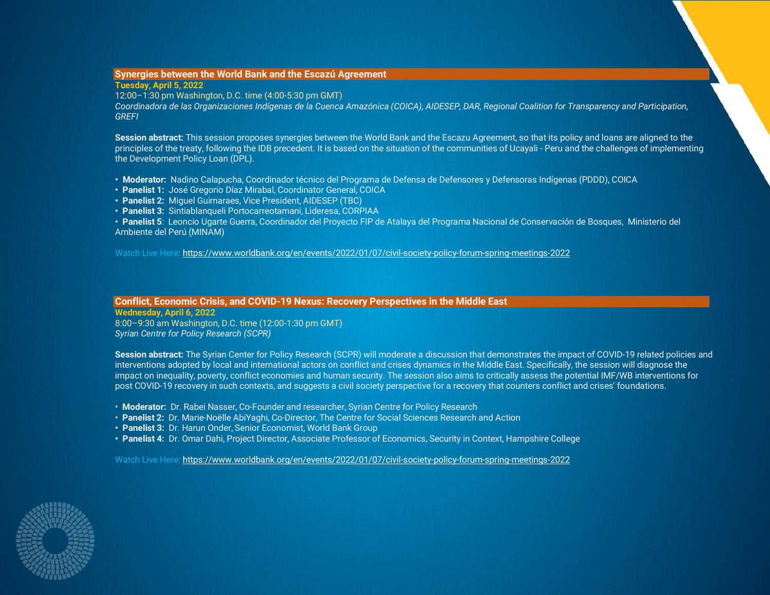## Synergies between the World Bank and the Escazú Agreement

**Tuesday, April 5, 2022**

12:00–1:30 pm Washington, D.C. time (4:00-5:30 pm GMT)

*Coordinadora de las Organizaciones Indígenas de la Cuenca Amazónica (COICA), AIDESEP, DAR, Regional Coalition for Transparency and Participation, GREFI*

**Session abstract:** This session proposes synergies between the World Bank and the Escazu Agreement, so that its policy and loans are aligned to the principles of the treaty, following the IDB precedent. It is based on the situation of the communities of Ucayali - Peru and the challenges of implementing the Development Policy Loan (DPL).

- **Moderator:** Nadino Calapucha, Coordinador técnico del Programa de Defensa de Defensores y Defensoras Indígenas (PDDD), COICA
- **Panelist 1:** José Gregorio Díaz Mirabal, Coordinator General, COICA
- **Panelist 2:** Miguel Guimaraes, Vice President, AIDESEP (TBC)
- **Panelist 3:** Sintiablanqueli Portocarreotamani, Lideresa, CORPIAA
- **Panelist 5**: Leoncio Ugarte Guerra, Coordinador del Proyecto FIP de Atalaya del Programa Nacional de Conservación de Bosques, Ministerio del Ambiente del Perú (MINAM)

Watch Live Here: https://www.worldbank.org/en/events/2022/01/07/civil-society-policy-forum-spring-meetings-2022

## Conflict, Economic Crisis, and COVID-19 Nexus: Recovery Perspectives in the Middle East

**Wednesday, April 6, 2022**

8:00–9:30 am Washington, D.C. time (12:00-1:30 pm GMT)

*Syrian Centre for Policy Research (SCPR)*

**Session abstract:** The Syrian Center for Policy Research (SCPR) will moderate a discussion that demonstrates the impact of COVID-19 related policies and interventions adopted by local and international actors on conflict and crises dynamics in the Middle East. Specifically, the session will diagnose the impact on inequality, poverty, conflict economies and human security. The session also aims to critically assess the potential IMF/WB interventions for post COVID-19 recovery in such contexts, and suggests a civil society perspective for a recovery that counters conflict and crises' foundations.

- **Moderator:** Dr. Rabei Nasser, Co-Founder and researcher, Syrian Centre for Policy Research
- **Panelist 2:** Dr. Marie-Noëlle AbiYaghi, Co-Director, The Centre for Social Sciences Research and Action
- **Panelist 3:** Dr. Harun Onder, Senior Economist, World Bank Group
- **Panelist 4:** Dr. Omar Dahi, Project Director, Associate Professor of Economics, Security in Context, Hampshire College

Watch Live Here: https://www.worldbank.org/en/events/2022/01/07/civil-society-policy-forum-spring-meetings-2022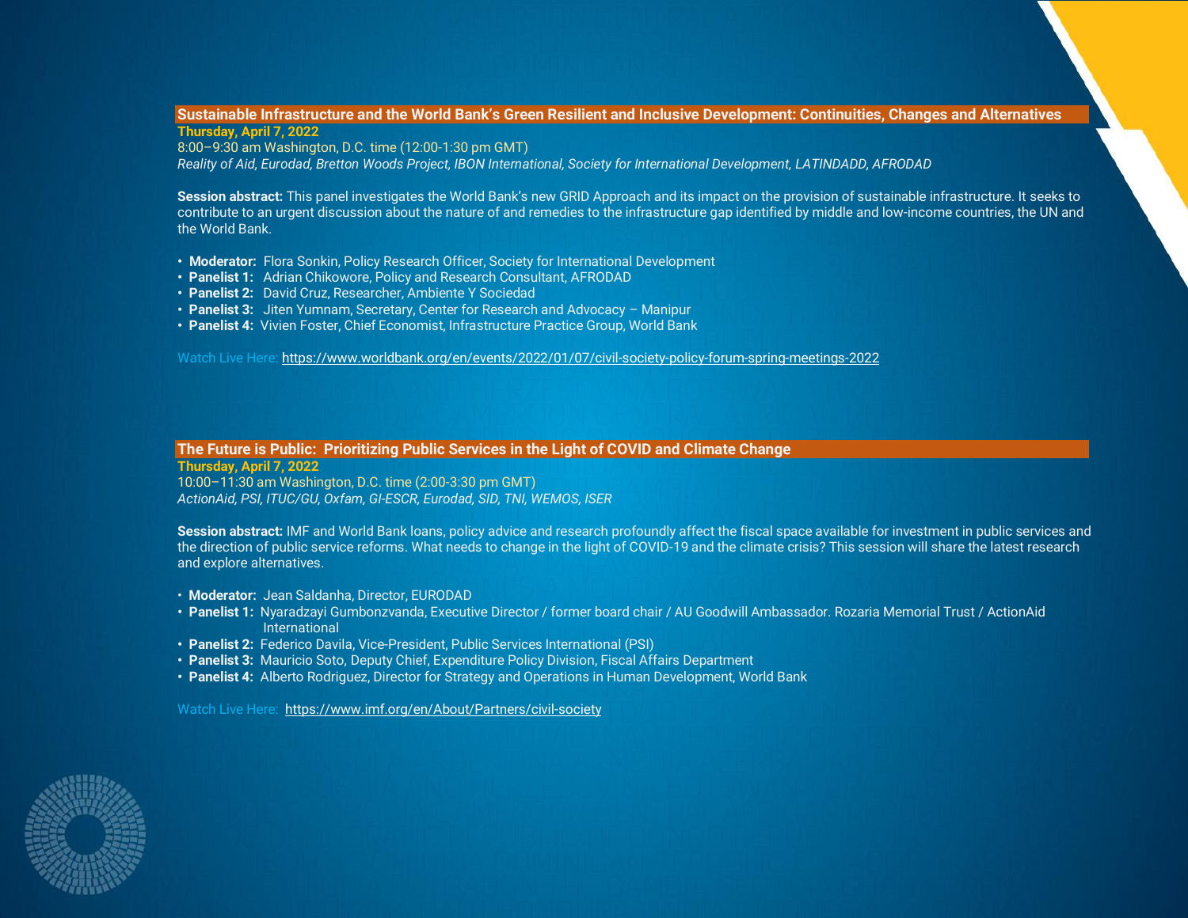## Sustainable Infrastructure and the World Bank's Green Resilient and Inclusive Development: Continuities, Changes and Alternatives

**Thursday, April 7, 2022**
8:00–9:30 am Washington, D.C. time (12:00-1:30 pm GMT)
*Reality of Aid, Eurodad, Bretton Woods Project, IBON International, Society for International Development, LATINDADD, AFRODAD*

**Session abstract:** This panel investigates the World Bank's new GRID Approach and its impact on the provision of sustainable infrastructure. It seeks to contribute to an urgent discussion about the nature of and remedies to the infrastructure gap identified by middle and low-income countries, the UN and the World Bank.

- **Moderator:** Flora Sonkin, Policy Research Officer, Society for International Development
- **Panelist 1:** Adrian Chikowore, Policy and Research Consultant, AFRODAD
- **Panelist 2:** David Cruz, Researcher, Ambiente Y Sociedad
- **Panelist 3:** Jiten Yumnam, Secretary, Center for Research and Advocacy – Manipur
- **Panelist 4:** Vivien Foster, Chief Economist, Infrastructure Practice Group, World Bank

Watch Live Here: https://www.worldbank.org/en/events/2022/01/07/civil-society-policy-forum-spring-meetings-2022

## The Future is Public: Prioritizing Public Services in the Light of COVID and Climate Change

**Thursday, April 7, 2022**
10:00–11:30 am Washington, D.C. time (2:00-3:30 pm GMT)
*ActionAid, PSI, ITUC/GU, Oxfam, GI-ESCR, Eurodad, SID, TNI, WEMOS, ISER*

**Session abstract:** IMF and World Bank loans, policy advice and research profoundly affect the fiscal space available for investment in public services and the direction of public service reforms. What needs to change in the light of COVID-19 and the climate crisis? This session will share the latest research and explore alternatives.

- **Moderator:** Jean Saldanha, Director, EURODAD
- **Panelist 1:** Nyaradzayi Gumbonzvanda, Executive Director / former board chair / AU Goodwill Ambassador. Rozaria Memorial Trust / ActionAid International
- **Panelist 2:** Federico Davila, Vice-President, Public Services International (PSI)
- **Panelist 3:** Mauricio Soto, Deputy Chief, Expenditure Policy Division, Fiscal Affairs Department
- **Panelist 4:** Alberto Rodriguez, Director for Strategy and Operations in Human Development, World Bank

Watch Live Here: https://www.imf.org/en/About/Partners/civil-society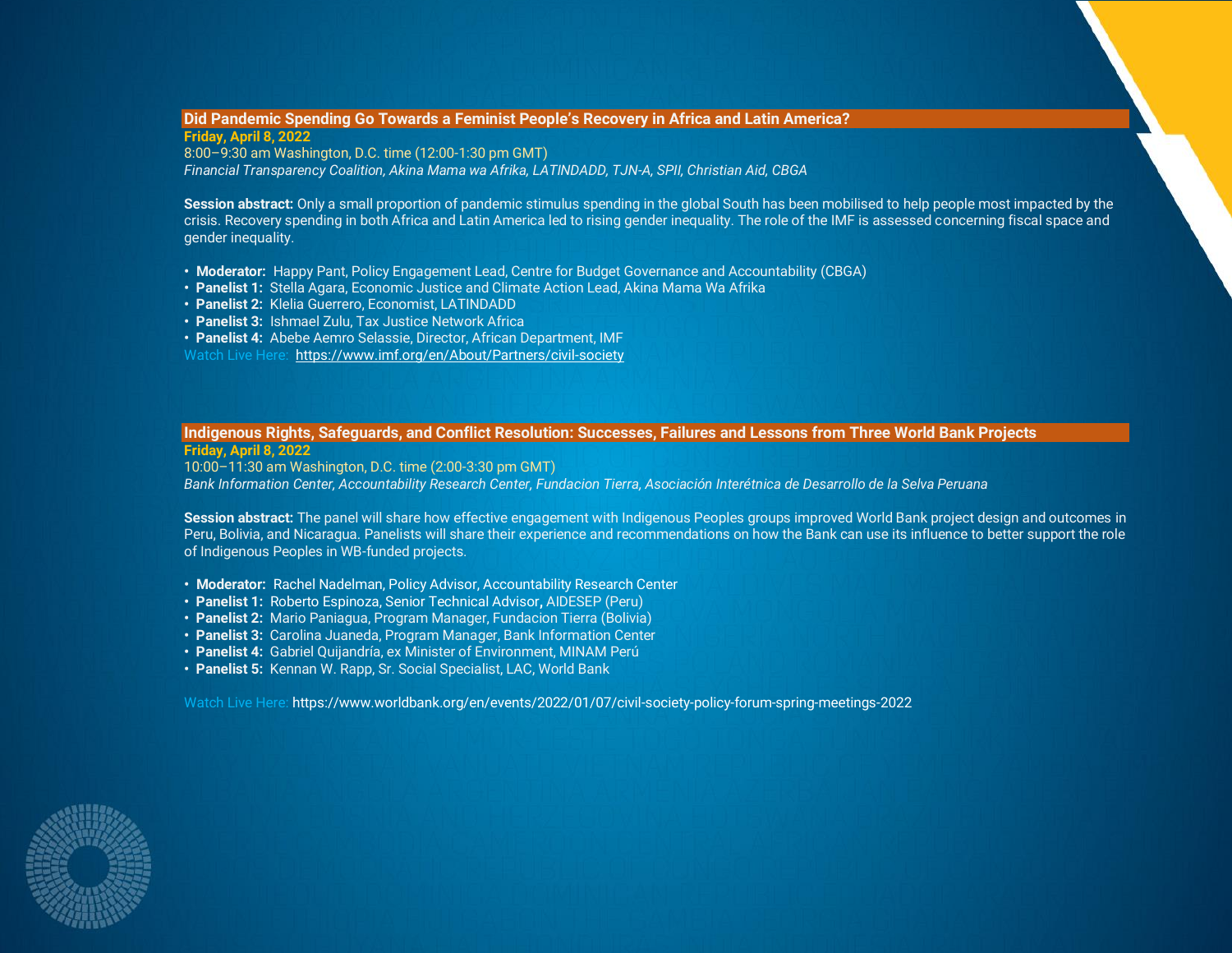## Did Pandemic Spending Go Towards a Feminist People's Recovery in Africa and Latin America?

**Friday, April 8, 2022**

8:00–9:30 am Washington, D.C. time (12:00-1:30 pm GMT)

*Financial Transparency Coalition, Akina Mama wa Afrika, LATINDADD, TJN-A, SPII, Christian Aid, CBGA*

**Session abstract:** Only a small proportion of pandemic stimulus spending in the global South has been mobilised to help people most impacted by the crisis. Recovery spending in both Africa and Latin America led to rising gender inequality. The role of the IMF is assessed concerning fiscal space and gender inequality.

- **Moderator:** Happy Pant, Policy Engagement Lead, Centre for Budget Governance and Accountability (CBGA)
- **Panelist 1:** Stella Agara, Economic Justice and Climate Action Lead, Akina Mama Wa Afrika
- **Panelist 2:** Klelia Guerrero, Economist, LATINDADD
- **Panelist 3:** Ishmael Zulu, Tax Justice Network Africa
- **Panelist 4:** Abebe Aemro Selassie, Director, African Department, IMF

Watch Live Here: https://www.imf.org/en/About/Partners/civil-society

## Indigenous Rights, Safeguards, and Conflict Resolution: Successes, Failures and Lessons from Three World Bank Projects

**Friday, April 8, 2022**

10:00–11:30 am Washington, D.C. time (2:00-3:30 pm GMT)

*Bank Information Center, Accountability Research Center, Fundacion Tierra, Asociación Interétnica de Desarrollo de la Selva Peruana*

**Session abstract:** The panel will share how effective engagement with Indigenous Peoples groups improved World Bank project design and outcomes in Peru, Bolivia, and Nicaragua. Panelists will share their experience and recommendations on how the Bank can use its influence to better support the role of Indigenous Peoples in WB-funded projects.

- **Moderator:** Rachel Nadelman, Policy Advisor, Accountability Research Center
- **Panelist 1:** Roberto Espinoza, Senior Technical Advisor, AIDESEP (Peru)
- **Panelist 2:** Mario Paniagua, Program Manager, Fundacion Tierra (Bolivia)
- **Panelist 3:** Carolina Juaneda, Program Manager, Bank Information Center
- **Panelist 4:** Gabriel Quijandría, ex Minister of Environment, MINAM Perú
- **Panelist 5:** Kennan W. Rapp, Sr. Social Specialist, LAC, World Bank

Watch Live Here: https://www.worldbank.org/en/events/2022/01/07/civil-society-policy-forum-spring-meetings-2022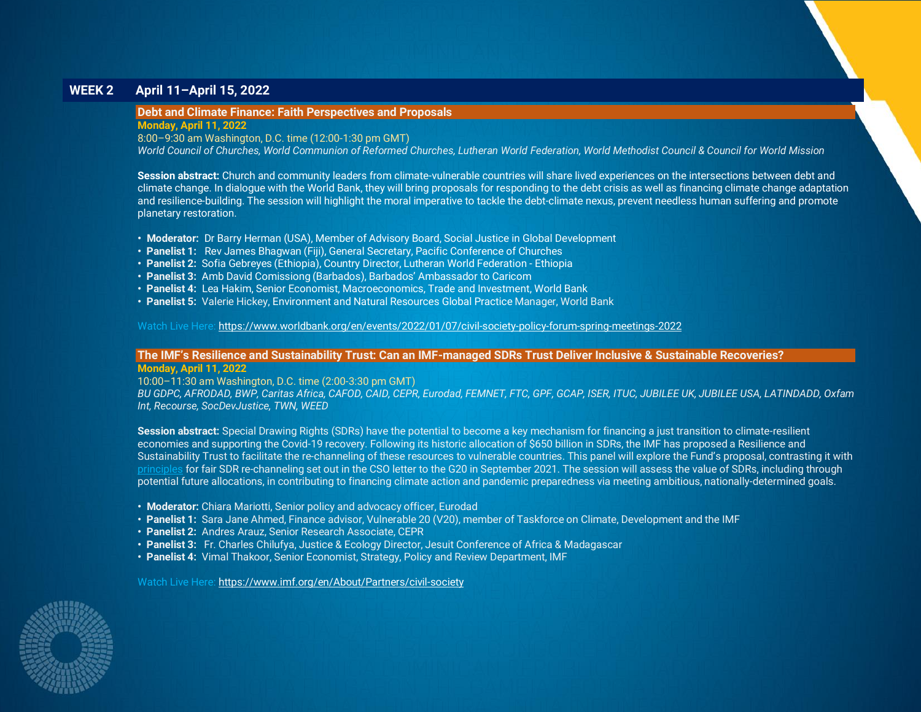## WEEK 2 April 11–April 15, 2022

### Debt and Climate Finance: Faith Perspectives and Proposals

**Monday, April 11, 2022**

8:00–9:30 am Washington, D.C. time (12:00-1:30 pm GMT)

*World Council of Churches, World Communion of Reformed Churches, Lutheran World Federation, World Methodist Council & Council for World Mission*

**Session abstract:** Church and community leaders from climate-vulnerable countries will share lived experiences on the intersections between debt and climate change. In dialogue with the World Bank, they will bring proposals for responding to the debt crisis as well as financing climate change adaptation and resilience-building. The session will highlight the moral imperative to tackle the debt-climate nexus, prevent needless human suffering and promote planetary restoration.

- **Moderator:** Dr Barry Herman (USA), Member of Advisory Board, Social Justice in Global Development
- **Panelist 1:** Rev James Bhagwan (Fiji), General Secretary, Pacific Conference of Churches
- **Panelist 2:** Sofia Gebreyes (Ethiopia), Country Director, Lutheran World Federation - Ethiopia
- **Panelist 3:** Amb David Comissiong (Barbados), Barbados' Ambassador to Caricom
- **Panelist 4:** Lea Hakim, Senior Economist, Macroeconomics, Trade and Investment, World Bank
- **Panelist 5:** Valerie Hickey, Environment and Natural Resources Global Practice Manager, World Bank

Watch Live Here: https://www.worldbank.org/en/events/2022/01/07/civil-society-policy-forum-spring-meetings-2022

### The IMF's Resilience and Sustainability Trust: Can an IMF-managed SDRs Trust Deliver Inclusive & Sustainable Recoveries?

**Monday, April 11, 2022**

10:00–11:30 am Washington, D.C. time (2:00-3:30 pm GMT)

*BU GDPC, AFRODAD, BWP, Caritas Africa, CAFOD, CAID, CEPR, Eurodad, FEMNET, FTC, GPF, GCAP, ISER, ITUC, JUBILEE UK, JUBILEE USA, LATINDADD, Oxfam Int, Recourse, SocDevJustice, TWN, WEED*

**Session abstract:** Special Drawing Rights (SDRs) have the potential to become a key mechanism for financing a just transition to climate-resilient economies and supporting the Covid-19 recovery. Following its historic allocation of $650 billion in SDRs, the IMF has proposed a Resilience and Sustainability Trust to facilitate the re-channeling of these resources to vulnerable countries. This panel will explore the Fund's proposal, contrasting it with principles for fair SDR re-channeling set out in the CSO letter to the G20 in September 2021. The session will assess the value of SDRs, including through potential future allocations, in contributing to financing climate action and pandemic preparedness via meeting ambitious, nationally-determined goals.

- **Moderator:** Chiara Mariotti, Senior policy and advocacy officer, Eurodad
- **Panelist 1:** Sara Jane Ahmed, Finance advisor, Vulnerable 20 (V20), member of Taskforce on Climate, Development and the IMF
- **Panelist 2:** Andres Arauz, Senior Research Associate, CEPR
- **Panelist 3:** Fr. Charles Chilufya, Justice & Ecology Director, Jesuit Conference of Africa & Madagascar
- **Panelist 4:** Vimal Thakoor, Senior Economist, Strategy, Policy and Review Department, IMF

Watch Live Here: https://www.imf.org/en/About/Partners/civil-society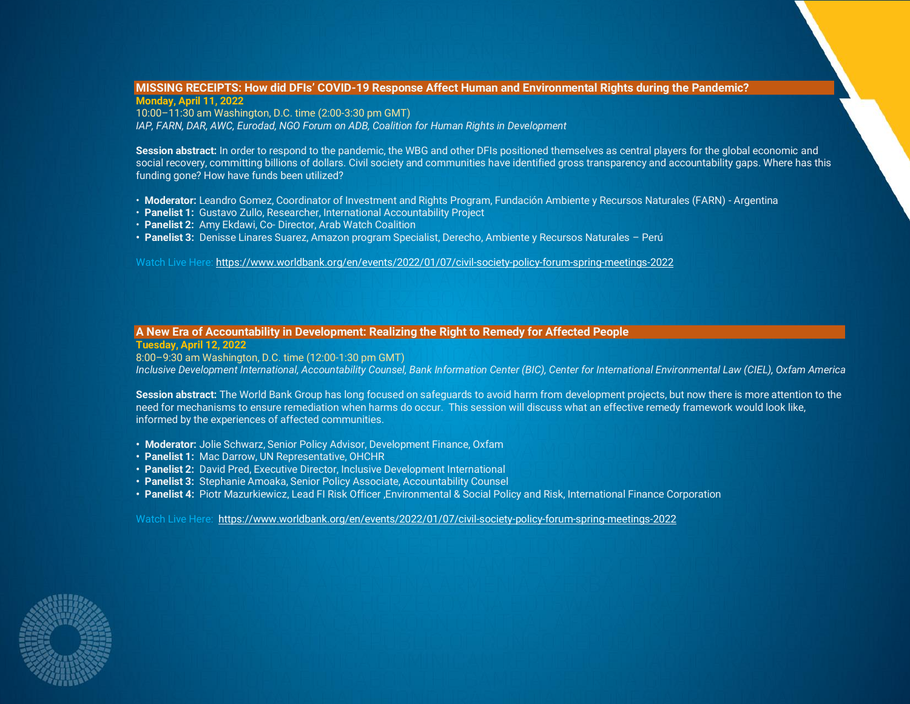## MISSING RECEIPTS: How did DFIs' COVID-19 Response Affect Human and Environmental Rights during the Pandemic?

**Monday, April 11, 2022**

10:00–11:30 am Washington, D.C. time (2:00-3:30 pm GMT)

*IAP, FARN, DAR, AWC, Eurodad, NGO Forum on ADB, Coalition for Human Rights in Development*

**Session abstract:** In order to respond to the pandemic, the WBG and other DFIs positioned themselves as central players for the global economic and social recovery, committing billions of dollars. Civil society and communities have identified gross transparency and accountability gaps. Where has this funding gone? How have funds been utilized?

- **Moderator:** Leandro Gomez, Coordinator of Investment and Rights Program, Fundación Ambiente y Recursos Naturales (FARN) - Argentina
- **Panelist 1:** Gustavo Zullo, Researcher, International Accountability Project
- **Panelist 2:** Amy Ekdawi, Co- Director, Arab Watch Coalition
- **Panelist 3:** Denisse Linares Suarez, Amazon program Specialist, Derecho, Ambiente y Recursos Naturales – Perú

Watch Live Here: https://www.worldbank.org/en/events/2022/01/07/civil-society-policy-forum-spring-meetings-2022

## A New Era of Accountability in Development: Realizing the Right to Remedy for Affected People

**Tuesday, April 12, 2022**

8:00–9:30 am Washington, D.C. time (12:00-1:30 pm GMT)

*Inclusive Development International, Accountability Counsel, Bank Information Center (BIC), Center for International Environmental Law (CIEL), Oxfam America*

**Session abstract:** The World Bank Group has long focused on safeguards to avoid harm from development projects, but now there is more attention to the need for mechanisms to ensure remediation when harms do occur. This session will discuss what an effective remedy framework would look like, informed by the experiences of affected communities.

- **Moderator:** Jolie Schwarz, Senior Policy Advisor, Development Finance, Oxfam
- **Panelist 1:** Mac Darrow, UN Representative, OHCHR
- **Panelist 2:** David Pred, Executive Director, Inclusive Development International
- **Panelist 3:** Stephanie Amoaka, Senior Policy Associate, Accountability Counsel
- **Panelist 4:** Piotr Mazurkiewicz, Lead FI Risk Officer ,Environmental & Social Policy and Risk, International Finance Corporation

Watch Live Here: https://www.worldbank.org/en/events/2022/01/07/civil-society-policy-forum-spring-meetings-2022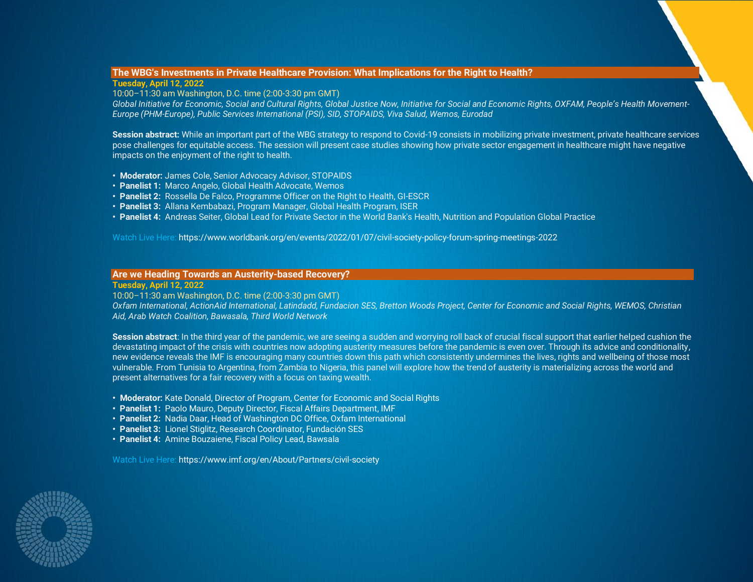## The WBG's Investments in Private Healthcare Provision: What Implications for the Right to Health?

**Tuesday, April 12, 2022**

10:00–11:30 am Washington, D.C. time (2:00-3:30 pm GMT)

*Global Initiative for Economic, Social and Cultural Rights, Global Justice Now, Initiative for Social and Economic Rights, OXFAM, People's Health Movement-Europe (PHM-Europe), Public Services International (PSI), SID, STOPAIDS, Viva Salud, Wemos, Eurodad*

**Session abstract:** While an important part of the WBG strategy to respond to Covid-19 consists in mobilizing private investment, private healthcare services pose challenges for equitable access. The session will present case studies showing how private sector engagement in healthcare might have negative impacts on the enjoyment of the right to health.

- **Moderator:** James Cole, Senior Advocacy Advisor, STOPAIDS
- **Panelist 1:** Marco Angelo, Global Health Advocate, Wemos
- **Panelist 2:** Rossella De Falco, Programme Officer on the Right to Health, GI-ESCR
- **Panelist 3:** Allana Kembabazi, Program Manager, Global Health Program, ISER
- **Panelist 4:** Andreas Seiter, Global Lead for Private Sector in the World Bank's Health, Nutrition and Population Global Practice

Watch Live Here: https://www.worldbank.org/en/events/2022/01/07/civil-society-policy-forum-spring-meetings-2022

## Are we Heading Towards an Austerity-based Recovery?

**Tuesday, April 12, 2022**

10:00–11:30 am Washington, D.C. time (2:00-3:30 pm GMT)

*Oxfam International, ActionAid International, Latindadd, Fundacion SES, Bretton Woods Project, Center for Economic and Social Rights, WEMOS, Christian Aid, Arab Watch Coalition, Bawasala, Third World Network*

**Session abstract**: In the third year of the pandemic, we are seeing a sudden and worrying roll back of crucial fiscal support that earlier helped cushion the devastating impact of the crisis with countries now adopting austerity measures before the pandemic is even over. Through its advice and conditionality, new evidence reveals the IMF is encouraging many countries down this path which consistently undermines the lives, rights and wellbeing of those most vulnerable. From Tunisia to Argentina, from Zambia to Nigeria, this panel will explore how the trend of austerity is materializing across the world and present alternatives for a fair recovery with a focus on taxing wealth.

- **Moderator:** Kate Donald, Director of Program, Center for Economic and Social Rights
- **Panelist 1:** Paolo Mauro, Deputy Director, Fiscal Affairs Department, IMF
- **Panelist 2:** Nadia Daar, Head of Washington DC Office, Oxfam International
- **Panelist 3:** Lionel Stiglitz, Research Coordinator, Fundación SES
- **Panelist 4:** Amine Bouzaiene, Fiscal Policy Lead, Bawsala

Watch Live Here: https://www.imf.org/en/About/Partners/civil-society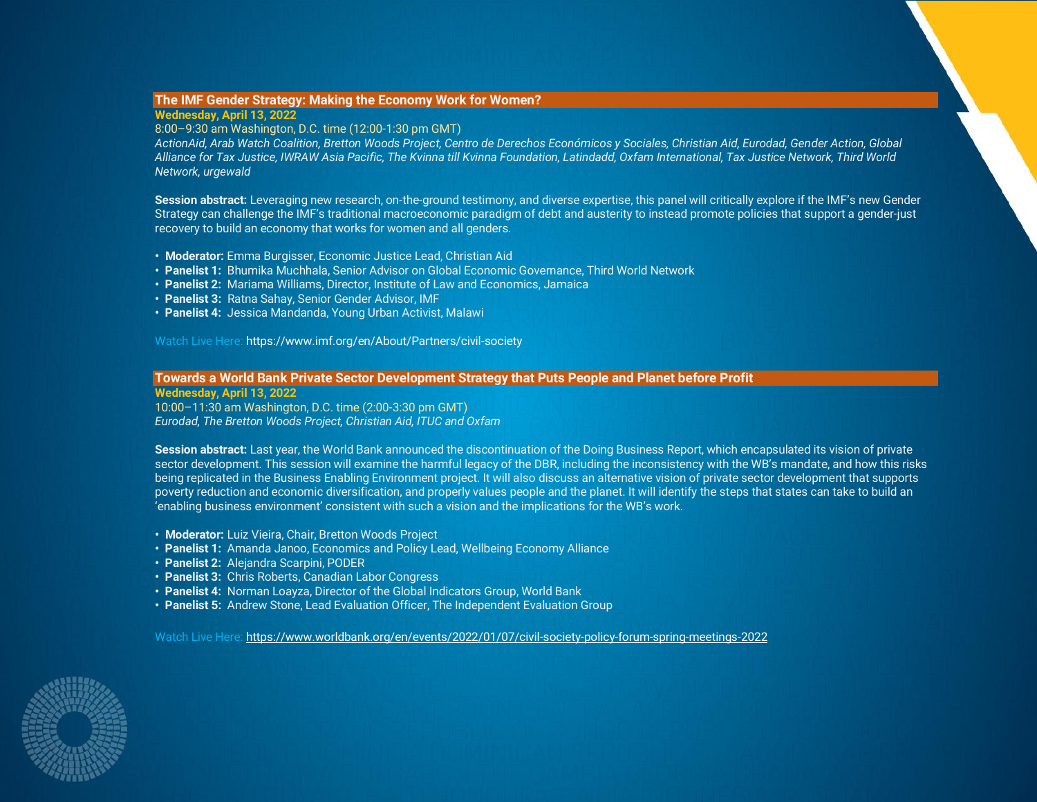## The IMF Gender Strategy: Making the Economy Work for Women?

**Wednesday, April 13, 2022**
8:00–9:30 am Washington, D.C. time (12:00-1:30 pm GMT)
*ActionAid, Arab Watch Coalition, Bretton Woods Project, Centro de Derechos Económicos y Sociales, Christian Aid, Eurodad, Gender Action, Global Alliance for Tax Justice, IWRAW Asia Pacific, The Kvinna till Kvinna Foundation, Latindadd, Oxfam International, Tax Justice Network, Third World Network, urgewald*

**Session abstract:** Leveraging new research, on-the-ground testimony, and diverse expertise, this panel will critically explore if the IMF's new Gender Strategy can challenge the IMF's traditional macroeconomic paradigm of debt and austerity to instead promote policies that support a gender-just recovery to build an economy that works for women and all genders.

- **Moderator:** Emma Burgisser, Economic Justice Lead, Christian Aid
- **Panelist 1:** Bhumika Muchhala, Senior Advisor on Global Economic Governance, Third World Network
- **Panelist 2:** Mariama Williams, Director, Institute of Law and Economics, Jamaica
- **Panelist 3:** Ratna Sahay, Senior Gender Advisor, IMF
- **Panelist 4:** Jessica Mandanda, Young Urban Activist, Malawi

Watch Live Here: https://www.imf.org/en/About/Partners/civil-society

## Towards a World Bank Private Sector Development Strategy that Puts People and Planet before Profit

**Wednesday, April 13, 2022**
10:00–11:30 am Washington, D.C. time (2:00-3:30 pm GMT)
*Eurodad, The Bretton Woods Project, Christian Aid, ITUC and Oxfam*

**Session abstract:** Last year, the World Bank announced the discontinuation of the Doing Business Report, which encapsulated its vision of private sector development. This session will examine the harmful legacy of the DBR, including the inconsistency with the WB's mandate, and how this risks being replicated in the Business Enabling Environment project. It will also discuss an alternative vision of private sector development that supports poverty reduction and economic diversification, and properly values people and the planet. It will identify the steps that states can take to build an 'enabling business environment' consistent with such a vision and the implications for the WB's work.

- **Moderator:** Luiz Vieira, Chair, Bretton Woods Project
- **Panelist 1:** Amanda Janoo, Economics and Policy Lead, Wellbeing Economy Alliance
- **Panelist 2:** Alejandra Scarpini, PODER
- **Panelist 3:** Chris Roberts, Canadian Labor Congress
- **Panelist 4:** Norman Loayza, Director of the Global Indicators Group, World Bank
- **Panelist 5:** Andrew Stone, Lead Evaluation Officer, The Independent Evaluation Group

Watch Live Here: https://www.worldbank.org/en/events/2022/01/07/civil-society-policy-forum-spring-meetings-2022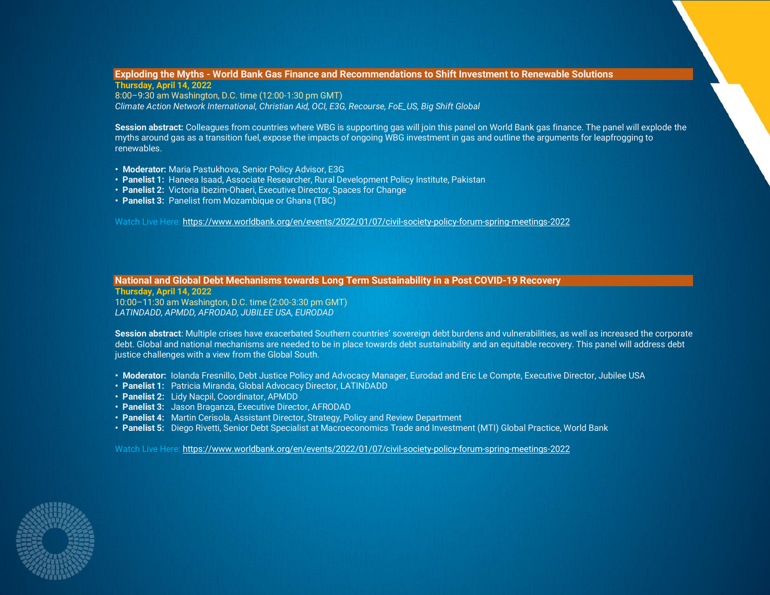## Exploding the Myths - World Bank Gas Finance and Recommendations to Shift Investment to Renewable Solutions

**Thursday, April 14, 2022**
8:00–9:30 am Washington, D.C. time (12:00-1:30 pm GMT)
*Climate Action Network International, Christian Aid, OCI, E3G, Recourse, FoE_US, Big Shift Global*

**Session abstract:** Colleagues from countries where WBG is supporting gas will join this panel on World Bank gas finance. The panel will explode the myths around gas as a transition fuel, expose the impacts of ongoing WBG investment in gas and outline the arguments for leapfrogging to renewables.

- **Moderator:** Maria Pastukhova, Senior Policy Advisor, E3G
- **Panelist 1:** Haneea Isaad, Associate Researcher, Rural Development Policy Institute, Pakistan
- **Panelist 2:** Victoria Ibezim-Ohaeri, Executive Director, Spaces for Change
- **Panelist 3:** Panelist from Mozambique or Ghana (TBC)

Watch Live Here: https://www.worldbank.org/en/events/2022/01/07/civil-society-policy-forum-spring-meetings-2022

## National and Global Debt Mechanisms towards Long Term Sustainability in a Post COVID-19 Recovery

**Thursday, April 14, 2022**
10:00–11:30 am Washington, D.C. time (2:00-3:30 pm GMT)
*LATINDADD, APMDD, AFRODAD, JUBILEE USA, EURODAD*

**Session abstract**: Multiple crises have exacerbated Southern countries' sovereign debt burdens and vulnerabilities, as well as increased the corporate debt. Global and national mechanisms are needed to be in place towards debt sustainability and an equitable recovery. This panel will address debt justice challenges with a view from the Global South.

- **Moderator:** Iolanda Fresnillo, Debt Justice Policy and Advocacy Manager, Eurodad and Eric Le Compte, Executive Director, Jubilee USA
- **Panelist 1:** Patricia Miranda, Global Advocacy Director, LATINDADD
- **Panelist 2:** Lidy Nacpil, Coordinator, APMDD
- **Panelist 3:** Jason Braganza, Executive Director, AFRODAD
- **Panelist 4:** Martin Cerisola, Assistant Director, Strategy, Policy and Review Department
- **Panelist 5:** Diego Rivetti, Senior Debt Specialist at Macroeconomics Trade and Investment (MTI) Global Practice, World Bank

Watch Live Here: https://www.worldbank.org/en/events/2022/01/07/civil-society-policy-forum-spring-meetings-2022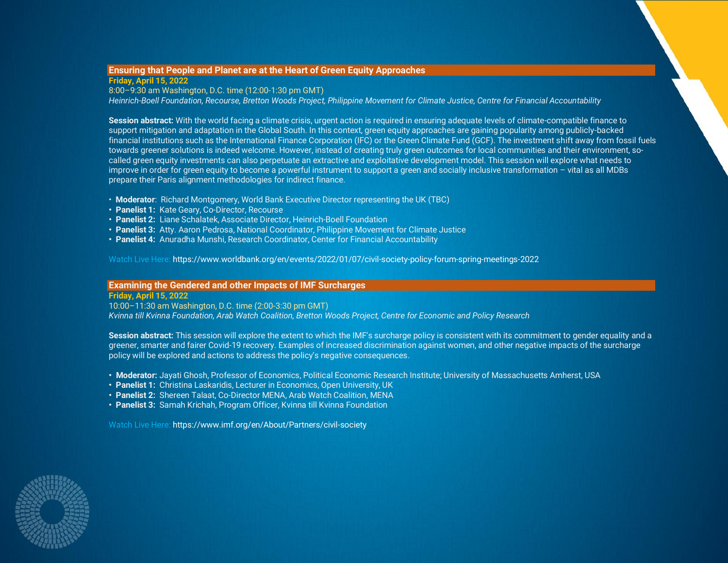## Ensuring that People and Planet are at the Heart of Green Equity Approaches

**Friday, April 15, 2022**

8:00–9:30 am Washington, D.C. time (12:00-1:30 pm GMT)

*Heinrich-Boell Foundation, Recourse, Bretton Woods Project, Philippine Movement for Climate Justice, Centre for Financial Accountability*

**Session abstract:** With the world facing a climate crisis, urgent action is required in ensuring adequate levels of climate-compatible finance to support mitigation and adaptation in the Global South. In this context, green equity approaches are gaining popularity among publicly-backed financial institutions such as the International Finance Corporation (IFC) or the Green Climate Fund (GCF). The investment shift away from fossil fuels towards greener solutions is indeed welcome. However, instead of creating truly green outcomes for local communities and their environment, so-called green equity investments can also perpetuate an extractive and exploitative development model. This session will explore what needs to improve in order for green equity to become a powerful instrument to support a green and socially inclusive transformation – vital as all MDBs prepare their Paris alignment methodologies for indirect finance.

- **Moderator**: Richard Montgomery, World Bank Executive Director representing the UK (TBC)
- **Panelist 1:** Kate Geary, Co-Director, Recourse
- **Panelist 2:** Liane Schalatek, Associate Director, Heinrich-Boell Foundation
- **Panelist 3:** Atty. Aaron Pedrosa, National Coordinator, Philippine Movement for Climate Justice
- **Panelist 4:** Anuradha Munshi, Research Coordinator, Center for Financial Accountability

Watch Live Here: https://www.worldbank.org/en/events/2022/01/07/civil-society-policy-forum-spring-meetings-2022

## Examining the Gendered and other Impacts of IMF Surcharges

**Friday, April 15, 2022**

10:00–11:30 am Washington, D.C. time (2:00-3:30 pm GMT)

*Kvinna till Kvinna Foundation, Arab Watch Coalition, Bretton Woods Project, Centre for Economic and Policy Research*

**Session abstract:** This session will explore the extent to which the IMF's surcharge policy is consistent with its commitment to gender equality and a greener, smarter and fairer Covid-19 recovery. Examples of increased discrimination against women, and other negative impacts of the surcharge policy will be explored and actions to address the policy's negative consequences.

- **Moderator:** Jayati Ghosh, Professor of Economics, Political Economic Research Institute; University of Massachusetts Amherst, USA
- **Panelist 1:** Christina Laskaridis, Lecturer in Economics, Open University, UK
- **Panelist 2:** Shereen Talaat, Co-Director MENA, Arab Watch Coalition, MENA
- **Panelist 3:** Samah Krichah, Program Officer, Kvinna till Kvinna Foundation

Watch Live Here: https://www.imf.org/en/About/Partners/civil-society